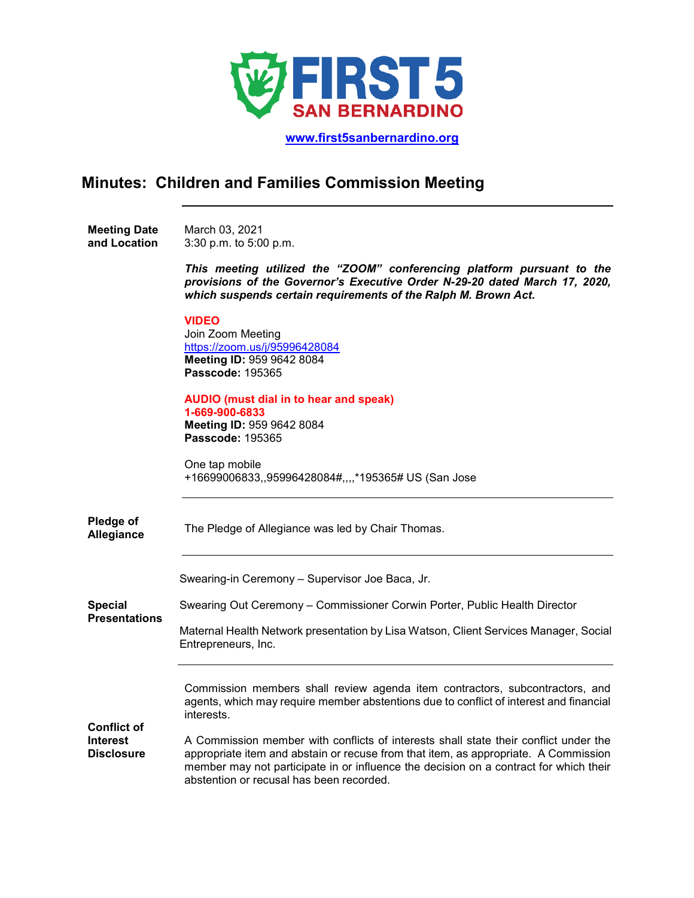FIRST 5 SAN BERNARDINO

www.first5sanbernardino.org

# Minutes: Children and Families Commission Meeting

**Meeting Date and Location**

March 03, 2021
3:30 p.m. to 5:00 p.m.

***This meeting utilized the "ZOOM" conferencing platform pursuant to the provisions of the Governor's Executive Order N-29-20 dated March 17, 2020, which suspends certain requirements of the Ralph M. Brown Act.***

**VIDEO**
Join Zoom Meeting
https://zoom.us/j/95996428084
**Meeting ID:** 959 9642 8084
**Passcode:** 195365

**AUDIO (must dial in to hear and speak)**
**1-669-900-6833**
**Meeting ID:** 959 9642 8084
**Passcode:** 195365

One tap mobile
+16699006833,,95996428084#,,,,*195365# US (San Jose

---

**Pledge of Allegiance**

The Pledge of Allegiance was led by Chair Thomas.

---

**Special Presentations**

Swearing-in Ceremony – Supervisor Joe Baca, Jr.

Swearing Out Ceremony – Commissioner Corwin Porter, Public Health Director

Maternal Health Network presentation by Lisa Watson, Client Services Manager, Social Entrepreneurs, Inc.

---

**Conflict of Interest Disclosure**

Commission members shall review agenda item contractors, subcontractors, and agents, which may require member abstentions due to conflict of interest and financial interests.

A Commission member with conflicts of interests shall state their conflict under the appropriate item and abstain or recuse from that item, as appropriate. A Commission member may not participate in or influence the decision on a contract for which their abstention or recusal has been recorded.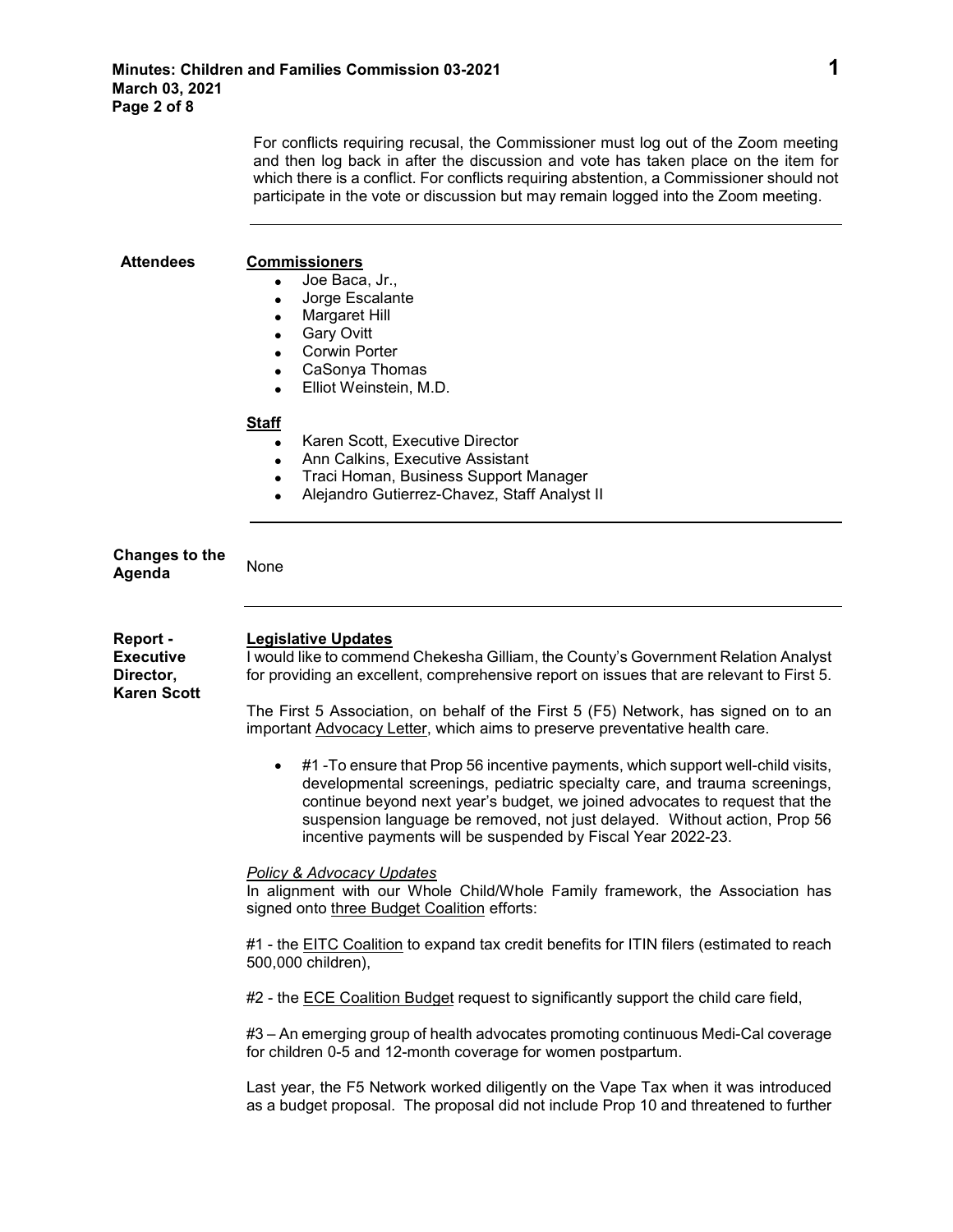For conflicts requiring recusal, the Commissioner must log out of the Zoom meeting and then log back in after the discussion and vote has taken place on the item for which there is a conflict. For conflicts requiring abstention, a Commissioner should not participate in the vote or discussion but may remain logged into the Zoom meeting.

---

**Attendees**

**Commissioners**

- Joe Baca, Jr.,
- Jorge Escalante
- Margaret Hill
- Gary Ovitt
- Corwin Porter
- CaSonya Thomas
- Elliot Weinstein, M.D.

**Staff**

- Karen Scott, Executive Director
- Ann Calkins, Executive Assistant
- Traci Homan, Business Support Manager
- Alejandro Gutierrez-Chavez, Staff Analyst II

---

**Changes to the Agenda**

None

---

**Report - Executive Director, Karen Scott**

**Legislative Updates**

I would like to commend Chekesha Gilliam, the County's Government Relation Analyst for providing an excellent, comprehensive report on issues that are relevant to First 5.

The First 5 Association, on behalf of the First 5 (F5) Network, has signed on to an important Advocacy Letter, which aims to preserve preventative health care.

- #1 -To ensure that Prop 56 incentive payments, which support well-child visits, developmental screenings, pediatric specialty care, and trauma screenings, continue beyond next year's budget, we joined advocates to request that the suspension language be removed, not just delayed. Without action, Prop 56 incentive payments will be suspended by Fiscal Year 2022-23.

*Policy & Advocacy Updates*

In alignment with our Whole Child/Whole Family framework, the Association has signed onto three Budget Coalition efforts:

#1 - the EITC Coalition to expand tax credit benefits for ITIN filers (estimated to reach 500,000 children),

#2 - the ECE Coalition Budget request to significantly support the child care field,

#3 – An emerging group of health advocates promoting continuous Medi-Cal coverage for children 0-5 and 12-month coverage for women postpartum.

Last year, the F5 Network worked diligently on the Vape Tax when it was introduced as a budget proposal. The proposal did not include Prop 10 and threatened to further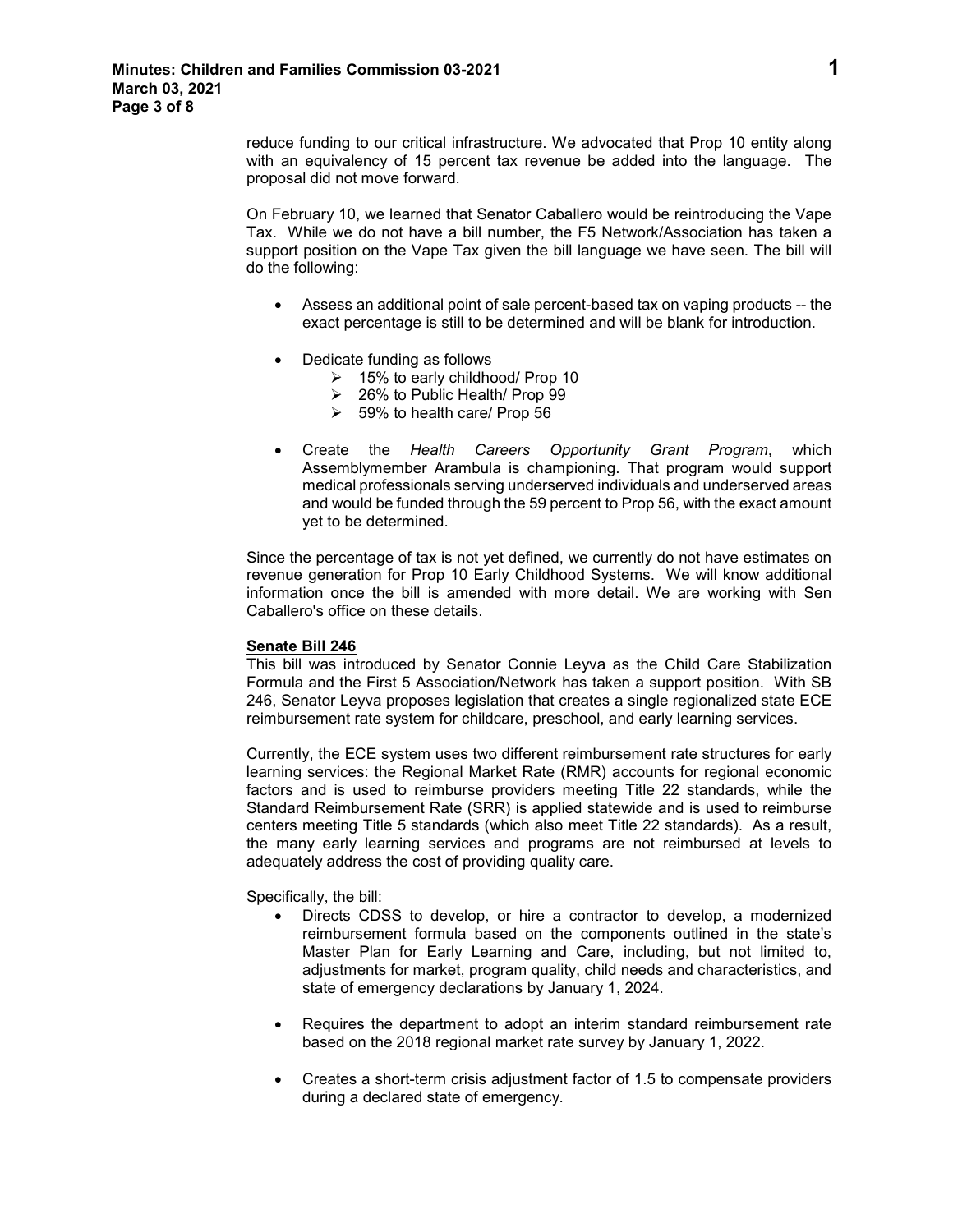reduce funding to our critical infrastructure. We advocated that Prop 10 entity along with an equivalency of 15 percent tax revenue be added into the language. The proposal did not move forward.

On February 10, we learned that Senator Caballero would be reintroducing the Vape Tax. While we do not have a bill number, the F5 Network/Association has taken a support position on the Vape Tax given the bill language we have seen. The bill will do the following:

- Assess an additional point of sale percent-based tax on vaping products -- the exact percentage is still to be determined and will be blank for introduction.
- Dedicate funding as follows
  - 15% to early childhood/ Prop 10
  - 26% to Public Health/ Prop 99
  - 59% to health care/ Prop 56
- Create the *Health Careers Opportunity Grant Program*, which Assemblymember Arambula is championing. That program would support medical professionals serving underserved individuals and underserved areas and would be funded through the 59 percent to Prop 56, with the exact amount yet to be determined.

Since the percentage of tax is not yet defined, we currently do not have estimates on revenue generation for Prop 10 Early Childhood Systems. We will know additional information once the bill is amended with more detail. We are working with Sen Caballero's office on these details.

**Senate Bill 246**

This bill was introduced by Senator Connie Leyva as the Child Care Stabilization Formula and the First 5 Association/Network has taken a support position. With SB 246, Senator Leyva proposes legislation that creates a single regionalized state ECE reimbursement rate system for childcare, preschool, and early learning services.

Currently, the ECE system uses two different reimbursement rate structures for early learning services: the Regional Market Rate (RMR) accounts for regional economic factors and is used to reimburse providers meeting Title 22 standards, while the Standard Reimbursement Rate (SRR) is applied statewide and is used to reimburse centers meeting Title 5 standards (which also meet Title 22 standards). As a result, the many early learning services and programs are not reimbursed at levels to adequately address the cost of providing quality care.

Specifically, the bill:

- Directs CDSS to develop, or hire a contractor to develop, a modernized reimbursement formula based on the components outlined in the state's Master Plan for Early Learning and Care, including, but not limited to, adjustments for market, program quality, child needs and characteristics, and state of emergency declarations by January 1, 2024.
- Requires the department to adopt an interim standard reimbursement rate based on the 2018 regional market rate survey by January 1, 2022.
- Creates a short-term crisis adjustment factor of 1.5 to compensate providers during a declared state of emergency.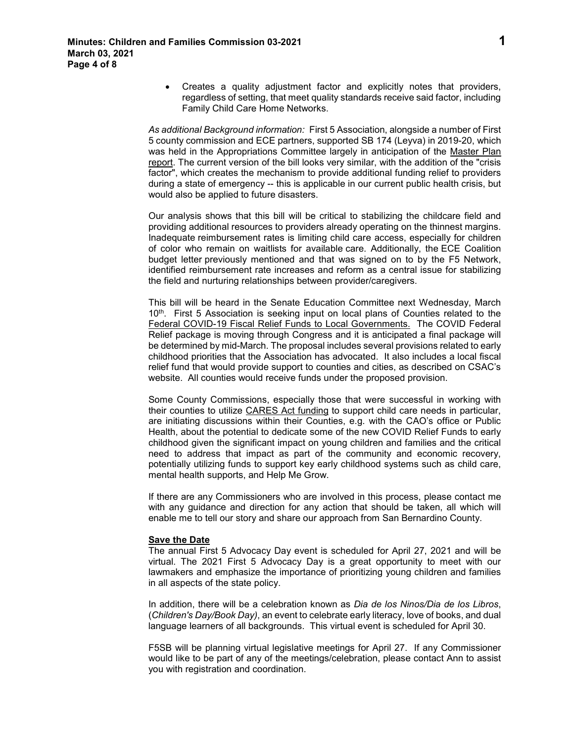- Creates a quality adjustment factor and explicitly notes that providers, regardless of setting, that meet quality standards receive said factor, including Family Child Care Home Networks.

*As additional Background information:* First 5 Association, alongside a number of First 5 county commission and ECE partners, supported SB 174 (Leyva) in 2019-20, which was held in the Appropriations Committee largely in anticipation of the Master Plan report. The current version of the bill looks very similar, with the addition of the "crisis factor", which creates the mechanism to provide additional funding relief to providers during a state of emergency -- this is applicable in our current public health crisis, but would also be applied to future disasters.

Our analysis shows that this bill will be critical to stabilizing the childcare field and providing additional resources to providers already operating on the thinnest margins. Inadequate reimbursement rates is limiting child care access, especially for children of color who remain on waitlists for available care. Additionally, the ECE Coalition budget letter previously mentioned and that was signed on to by the F5 Network, identified reimbursement rate increases and reform as a central issue for stabilizing the field and nurturing relationships between provider/caregivers.

This bill will be heard in the Senate Education Committee next Wednesday, March 10th. First 5 Association is seeking input on local plans of Counties related to the Federal COVID-19 Fiscal Relief Funds to Local Governments. The COVID Federal Relief package is moving through Congress and it is anticipated a final package will be determined by mid-March. The proposal includes several provisions related to early childhood priorities that the Association has advocated. It also includes a local fiscal relief fund that would provide support to counties and cities, as described on CSAC's website. All counties would receive funds under the proposed provision.

Some County Commissions, especially those that were successful in working with their counties to utilize CARES Act funding to support child care needs in particular, are initiating discussions within their Counties, e.g. with the CAO's office or Public Health, about the potential to dedicate some of the new COVID Relief Funds to early childhood given the significant impact on young children and families and the critical need to address that impact as part of the community and economic recovery, potentially utilizing funds to support key early childhood systems such as child care, mental health supports, and Help Me Grow.

If there are any Commissioners who are involved in this process, please contact me with any guidance and direction for any action that should be taken, all which will enable me to tell our story and share our approach from San Bernardino County.

**Save the Date**

The annual First 5 Advocacy Day event is scheduled for April 27, 2021 and will be virtual. The 2021 First 5 Advocacy Day is a great opportunity to meet with our lawmakers and emphasize the importance of prioritizing young children and families in all aspects of the state policy.

In addition, there will be a celebration known as *Dia de los Ninos/Dia de los Libros*, (*Children's Day/Book Day)*, an event to celebrate early literacy, love of books, and dual language learners of all backgrounds. This virtual event is scheduled for April 30.

F5SB will be planning virtual legislative meetings for April 27. If any Commissioner would like to be part of any of the meetings/celebration, please contact Ann to assist you with registration and coordination.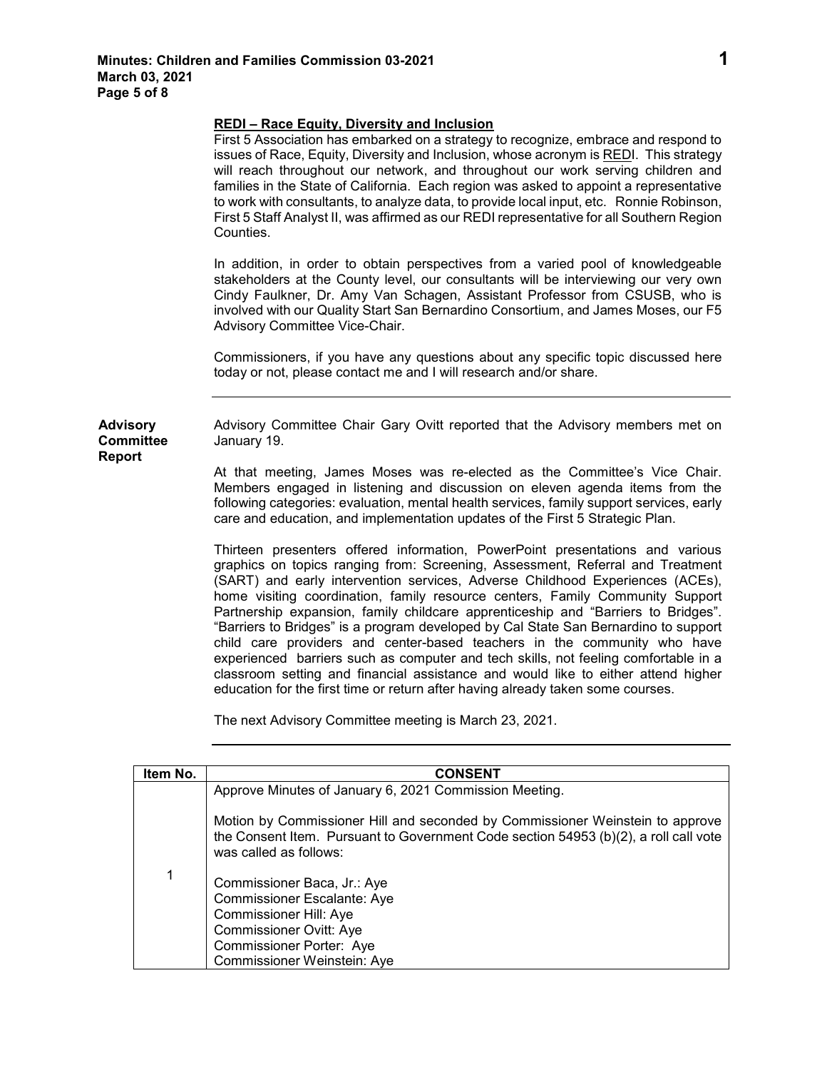**REDI – Race Equity, Diversity and Inclusion**

First 5 Association has embarked on a strategy to recognize, embrace and respond to issues of Race, Equity, Diversity and Inclusion, whose acronym is REDI. This strategy will reach throughout our network, and throughout our work serving children and families in the State of California. Each region was asked to appoint a representative to work with consultants, to analyze data, to provide local input, etc. Ronnie Robinson, First 5 Staff Analyst II, was affirmed as our REDI representative for all Southern Region Counties.

In addition, in order to obtain perspectives from a varied pool of knowledgeable stakeholders at the County level, our consultants will be interviewing our very own Cindy Faulkner, Dr. Amy Van Schagen, Assistant Professor from CSUSB, who is involved with our Quality Start San Bernardino Consortium, and James Moses, our F5 Advisory Committee Vice-Chair.

Commissioners, if you have any questions about any specific topic discussed here today or not, please contact me and I will research and/or share.

---

**Advisory Committee Report**

Advisory Committee Chair Gary Ovitt reported that the Advisory members met on January 19.

At that meeting, James Moses was re-elected as the Committee's Vice Chair. Members engaged in listening and discussion on eleven agenda items from the following categories: evaluation, mental health services, family support services, early care and education, and implementation updates of the First 5 Strategic Plan.

Thirteen presenters offered information, PowerPoint presentations and various graphics on topics ranging from: Screening, Assessment, Referral and Treatment (SART) and early intervention services, Adverse Childhood Experiences (ACEs), home visiting coordination, family resource centers, Family Community Support Partnership expansion, family childcare apprenticeship and "Barriers to Bridges". "Barriers to Bridges" is a program developed by Cal State San Bernardino to support child care providers and center-based teachers in the community who have experienced barriers such as computer and tech skills, not feeling comfortable in a classroom setting and financial assistance and would like to either attend higher education for the first time or return after having already taken some courses.

The next Advisory Committee meeting is March 23, 2021.

---

| Item No. | CONSENT |
| --- | --- |
| 1 | Approve Minutes of January 6, 2021 Commission Meeting.<br><br>Motion by Commissioner Hill and seconded by Commissioner Weinstein to approve the Consent Item. Pursuant to Government Code section 54953 (b)(2), a roll call vote was called as follows:<br><br>Commissioner Baca, Jr.: Aye<br>Commissioner Escalante: Aye<br>Commissioner Hill: Aye<br>Commissioner Ovitt: Aye<br>Commissioner Porter: Aye<br>Commissioner Weinstein: Aye |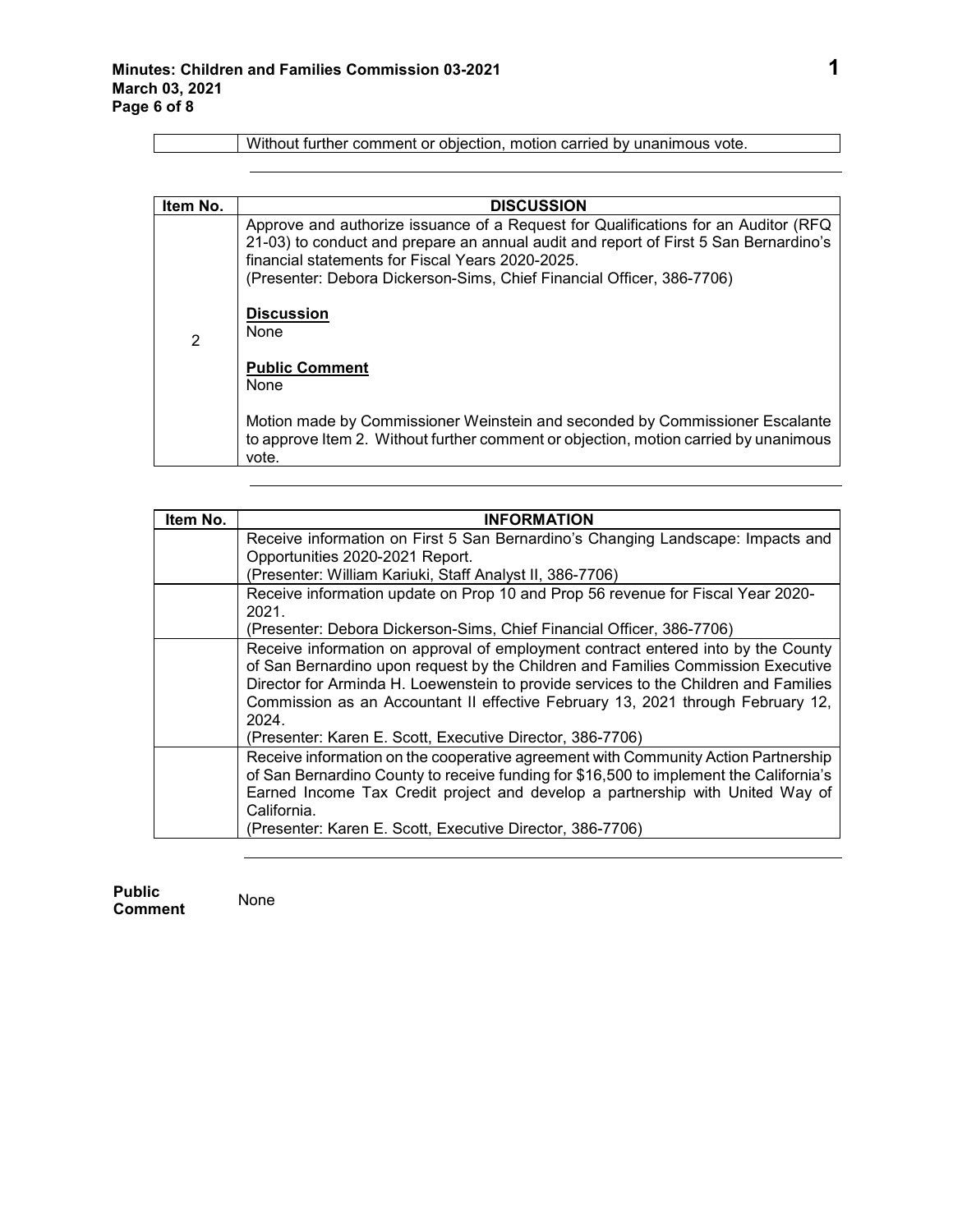| | Without further comment or objection, motion carried by unanimous vote. |
|---|---|

| Item No. | DISCUSSION |
|---|---|
| 2 | Approve and authorize issuance of a Request for Qualifications for an Auditor (RFQ 21-03) to conduct and prepare an annual audit and report of First 5 San Bernardino's financial statements for Fiscal Years 2020-2025.<br>(Presenter: Debora Dickerson-Sims, Chief Financial Officer, 386-7706)<br><br>**Discussion**<br>None<br><br>**Public Comment**<br>None<br><br>Motion made by Commissioner Weinstein and seconded by Commissioner Escalante to approve Item 2. Without further comment or objection, motion carried by unanimous vote. |

| Item No. | INFORMATION |
|---|---|
| | Receive information on First 5 San Bernardino's Changing Landscape: Impacts and Opportunities 2020-2021 Report.<br>(Presenter: William Kariuki, Staff Analyst II, 386-7706) |
| | Receive information update on Prop 10 and Prop 56 revenue for Fiscal Year 2020-2021.<br>(Presenter: Debora Dickerson-Sims, Chief Financial Officer, 386-7706) |
| | Receive information on approval of employment contract entered into by the County of San Bernardino upon request by the Children and Families Commission Executive Director for Arminda H. Loewenstein to provide services to the Children and Families Commission as an Accountant II effective February 13, 2021 through February 12, 2024.<br>(Presenter: Karen E. Scott, Executive Director, 386-7706) |
| | Receive information on the cooperative agreement with Community Action Partnership of San Bernardino County to receive funding for $16,500 to implement the California's Earned Income Tax Credit project and develop a partnership with United Way of California.<br>(Presenter: Karen E. Scott, Executive Director, 386-7706) |

**Public Comment** None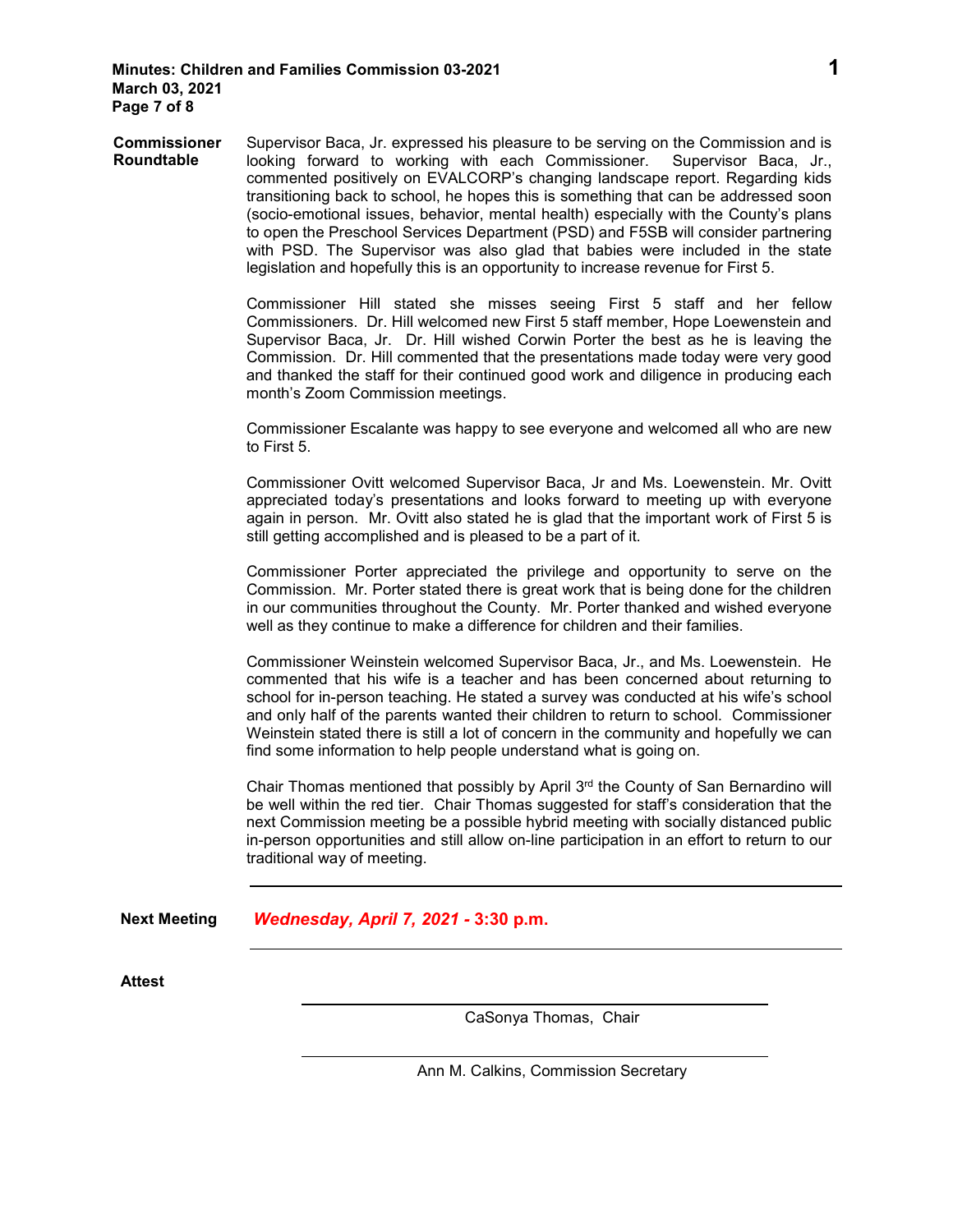**Commissioner Roundtable**

Supervisor Baca, Jr. expressed his pleasure to be serving on the Commission and is looking forward to working with each Commissioner. Supervisor Baca, Jr., commented positively on EVALCORP's changing landscape report. Regarding kids transitioning back to school, he hopes this is something that can be addressed soon (socio-emotional issues, behavior, mental health) especially with the County's plans to open the Preschool Services Department (PSD) and F5SB will consider partnering with PSD. The Supervisor was also glad that babies were included in the state legislation and hopefully this is an opportunity to increase revenue for First 5.

Commissioner Hill stated she misses seeing First 5 staff and her fellow Commissioners. Dr. Hill welcomed new First 5 staff member, Hope Loewenstein and Supervisor Baca, Jr. Dr. Hill wished Corwin Porter the best as he is leaving the Commission. Dr. Hill commented that the presentations made today were very good and thanked the staff for their continued good work and diligence in producing each month's Zoom Commission meetings.

Commissioner Escalante was happy to see everyone and welcomed all who are new to First 5.

Commissioner Ovitt welcomed Supervisor Baca, Jr and Ms. Loewenstein. Mr. Ovitt appreciated today's presentations and looks forward to meeting up with everyone again in person. Mr. Ovitt also stated he is glad that the important work of First 5 is still getting accomplished and is pleased to be a part of it.

Commissioner Porter appreciated the privilege and opportunity to serve on the Commission. Mr. Porter stated there is great work that is being done for the children in our communities throughout the County. Mr. Porter thanked and wished everyone well as they continue to make a difference for children and their families.

Commissioner Weinstein welcomed Supervisor Baca, Jr., and Ms. Loewenstein. He commented that his wife is a teacher and has been concerned about returning to school for in-person teaching. He stated a survey was conducted at his wife's school and only half of the parents wanted their children to return to school. Commissioner Weinstein stated there is still a lot of concern in the community and hopefully we can find some information to help people understand what is going on.

Chair Thomas mentioned that possibly by April 3rd the County of San Bernardino will be well within the red tier. Chair Thomas suggested for staff's consideration that the next Commission meeting be a possible hybrid meeting with socially distanced public in-person opportunities and still allow on-line participation in an effort to return to our traditional way of meeting.

---

**Next Meeting** ***Wednesday, April 7, 2021* - 3:30 p.m.**

---

**Attest**

CaSonya Thomas, Chair

Ann M. Calkins, Commission Secretary